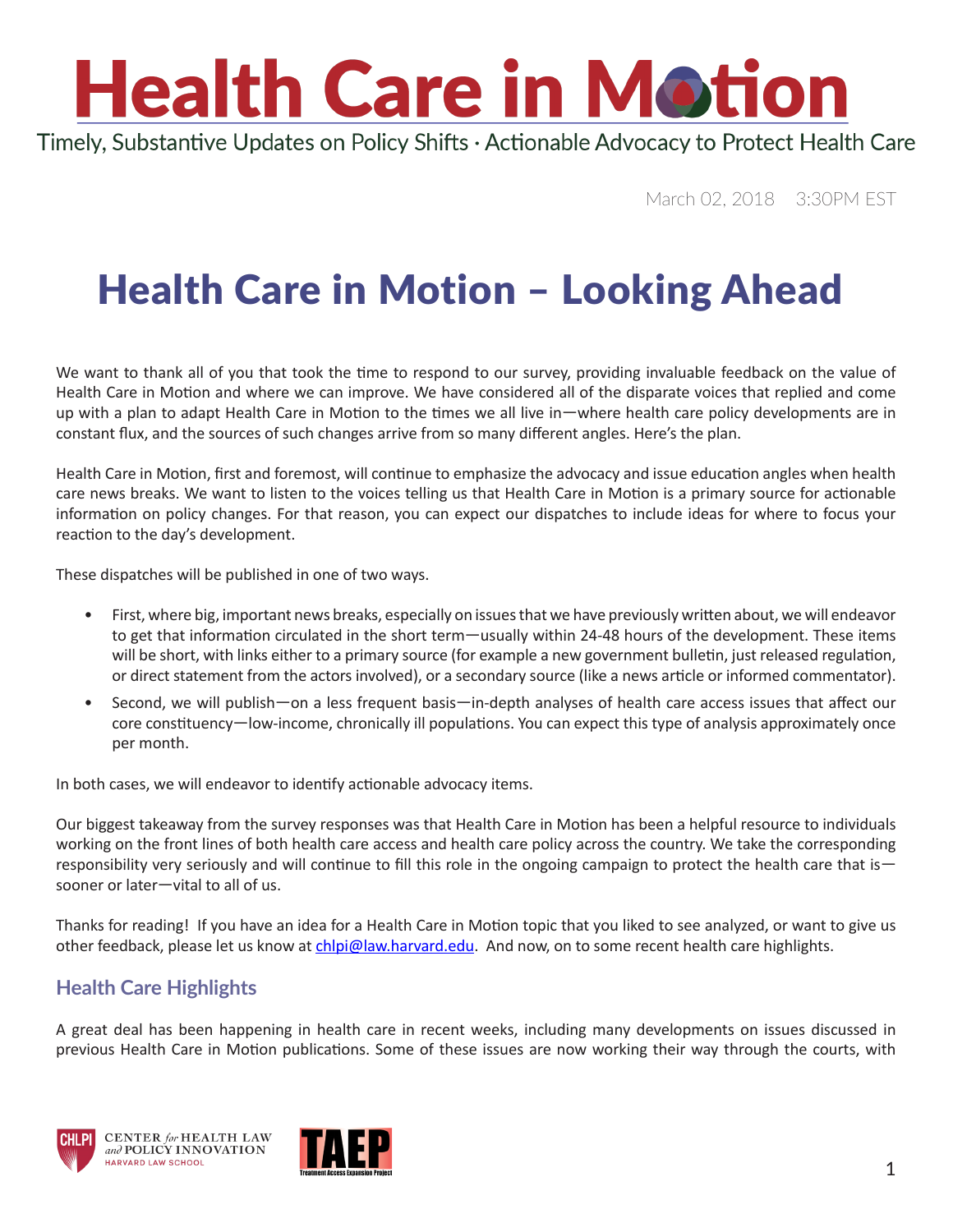# Health Care in Motion

Timely, Substantive Updates on Policy Shifts · Actionable Advocacy to Protect Health Care

March 02, 2018 3:30PM EST

# Health Care in Motion – Looking Ahead

We want to thank all of you that took the time to respond to our survey, providing invaluable feedback on the value of Health Care in Motion and where we can improve. We have considered all of the disparate voices that replied and come up with a plan to adapt Health Care in Motion to the times we all live in—where health care policy developments are in constant flux, and the sources of such changes arrive from so many different angles. Here's the plan.

Health Care in Motion, first and foremost, will continue to emphasize the advocacy and issue education angles when health care news breaks. We want to listen to the voices telling us that Health Care in Motion is a primary source for actionable information on policy changes. For that reason, you can expect our dispatches to include ideas for where to focus your reaction to the day's development.

These dispatches will be published in one of two ways.

- First, where big, important news breaks, especially on issues that we have previously written about, we will endeavor to get that information circulated in the short term—usually within 24-48 hours of the development. These items will be short, with links either to a primary source (for example a new government bulletin, just released regulation, or direct statement from the actors involved), or a secondary source (like a news article or informed commentator).
- Second, we will publish—on a less frequent basis—in-depth analyses of health care access issues that affect our core constituency—low-income, chronically ill populations. You can expect this type of analysis approximately once per month.

In both cases, we will endeavor to identify actionable advocacy items.

Our biggest takeaway from the survey responses was that Health Care in Motion has been a helpful resource to individuals working on the front lines of both health care access and health care policy across the country. We take the corresponding responsibility very seriously and will continue to fill this role in the ongoing campaign to protect the health care that is—sooner or later—vital to all of us.

Thanks for reading! If you have an idea for a Health Care in Motion topic that you liked to see analyzed, or want to give us other feedback, please let us know at chlpi@law.harvard.edu. And now, on to some recent health care highlights.

## Health Care Highlights

A great deal has been happening in health care in recent weeks, including many developments on issues discussed in previous Health Care in Motion publications. Some of these issues are now working their way through the courts, with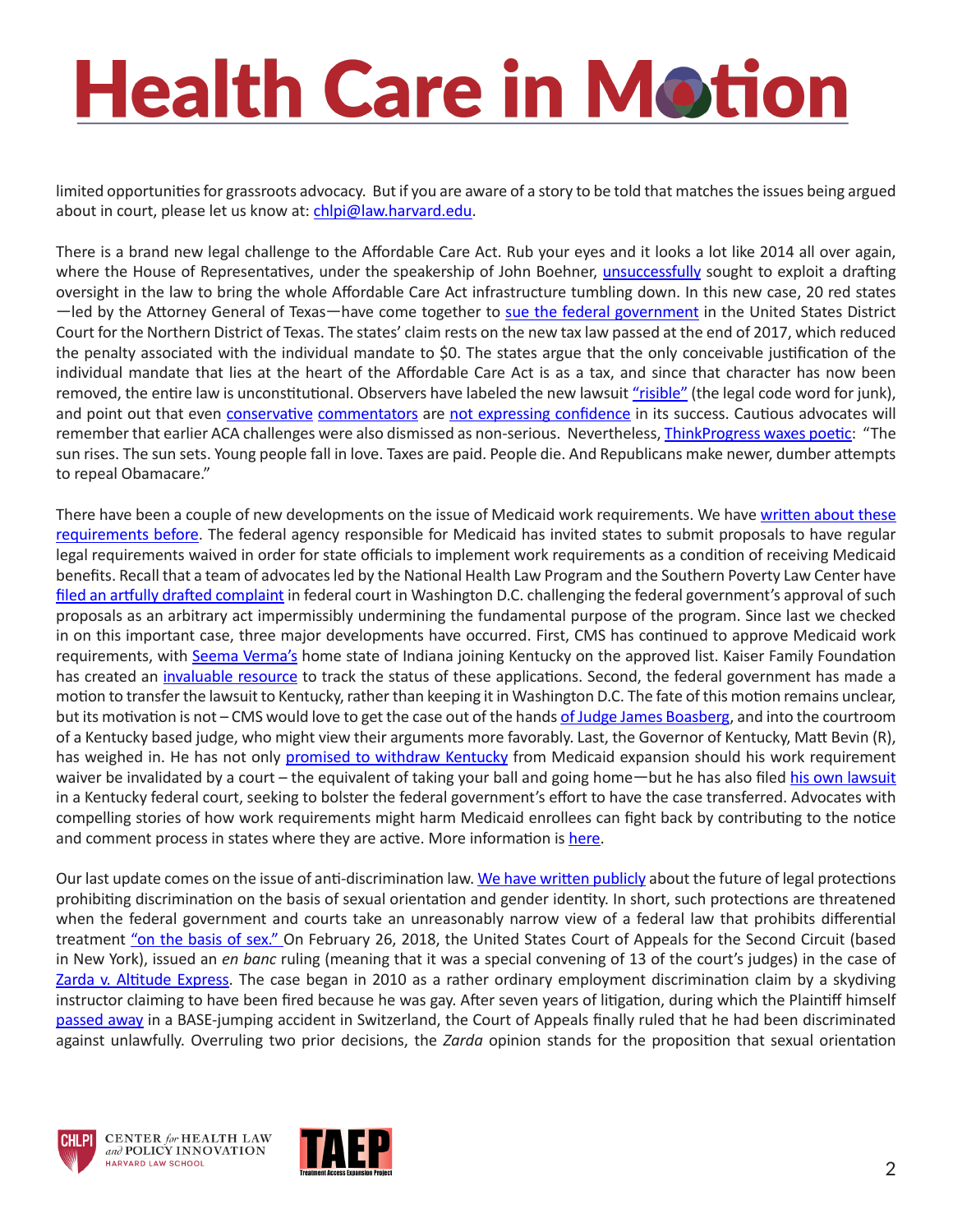limited opportunities for grassroots advocacy. But if you are aware of a story to be told that matches the issues being argued about in court, please let us know at: chlpi@law.harvard.edu.

There is a brand new legal challenge to the Affordable Care Act. Rub your eyes and it looks a lot like 2014 all over again, where the House of Representatives, under the speakership of John Boehner, unsuccessfully sought to exploit a drafting oversight in the law to bring the whole Affordable Care Act infrastructure tumbling down. In this new case, 20 red states—led by the Attorney General of Texas—have come together to sue the federal government in the United States District Court for the Northern District of Texas. The states' claim rests on the new tax law passed at the end of 2017, which reduced the penalty associated with the individual mandate to $0. The states argue that the only conceivable justification of the individual mandate that lies at the heart of the Affordable Care Act is as a tax, and since that character has now been removed, the entire law is unconstitutional. Observers have labeled the new lawsuit "risible" (the legal code word for junk), and point out that even conservative commentators are not expressing confidence in its success. Cautious advocates will remember that earlier ACA challenges were also dismissed as non-serious. Nevertheless, ThinkProgress waxes poetic: "The sun rises. The sun sets. Young people fall in love. Taxes are paid. People die. And Republicans make newer, dumber attempts to repeal Obamacare."

There have been a couple of new developments on the issue of Medicaid work requirements. We have written about these requirements before. The federal agency responsible for Medicaid has invited states to submit proposals to have regular legal requirements waived in order for state officials to implement work requirements as a condition of receiving Medicaid benefits. Recall that a team of advocates led by the National Health Law Program and the Southern Poverty Law Center have filed an artfully drafted complaint in federal court in Washington D.C. challenging the federal government's approval of such proposals as an arbitrary act impermissibly undermining the fundamental purpose of the program. Since last we checked in on this important case, three major developments have occurred. First, CMS has continued to approve Medicaid work requirements, with Seema Verma's home state of Indiana joining Kentucky on the approved list. Kaiser Family Foundation has created an invaluable resource to track the status of these applications. Second, the federal government has made a motion to transfer the lawsuit to Kentucky, rather than keeping it in Washington D.C. The fate of this motion remains unclear, but its motivation is not – CMS would love to get the case out of the hands of Judge James Boasberg, and into the courtroom of a Kentucky based judge, who might view their arguments more favorably. Last, the Governor of Kentucky, Matt Bevin (R), has weighed in. He has not only promised to withdraw Kentucky from Medicaid expansion should his work requirement waiver be invalidated by a court – the equivalent of taking your ball and going home—but he has also filed his own lawsuit in a Kentucky federal court, seeking to bolster the federal government's effort to have the case transferred. Advocates with compelling stories of how work requirements might harm Medicaid enrollees can fight back by contributing to the notice and comment process in states where they are active. More information is here.

Our last update comes on the issue of anti-discrimination law. We have written publicly about the future of legal protections prohibiting discrimination on the basis of sexual orientation and gender identity. In short, such protections are threatened when the federal government and courts take an unreasonably narrow view of a federal law that prohibits differential treatment "on the basis of sex." On February 26, 2018, the United States Court of Appeals for the Second Circuit (based in New York), issued an *en banc* ruling (meaning that it was a special convening of 13 of the court's judges) in the case of Zarda v. Altitude Express. The case began in 2010 as a rather ordinary employment discrimination claim by a skydiving instructor claiming to have been fired because he was gay. After seven years of litigation, during which the Plaintiff himself passed away in a BASE-jumping accident in Switzerland, the Court of Appeals finally ruled that he had been discriminated against unlawfully. Overruling two prior decisions, the *Zarda* opinion stands for the proposition that sexual orientation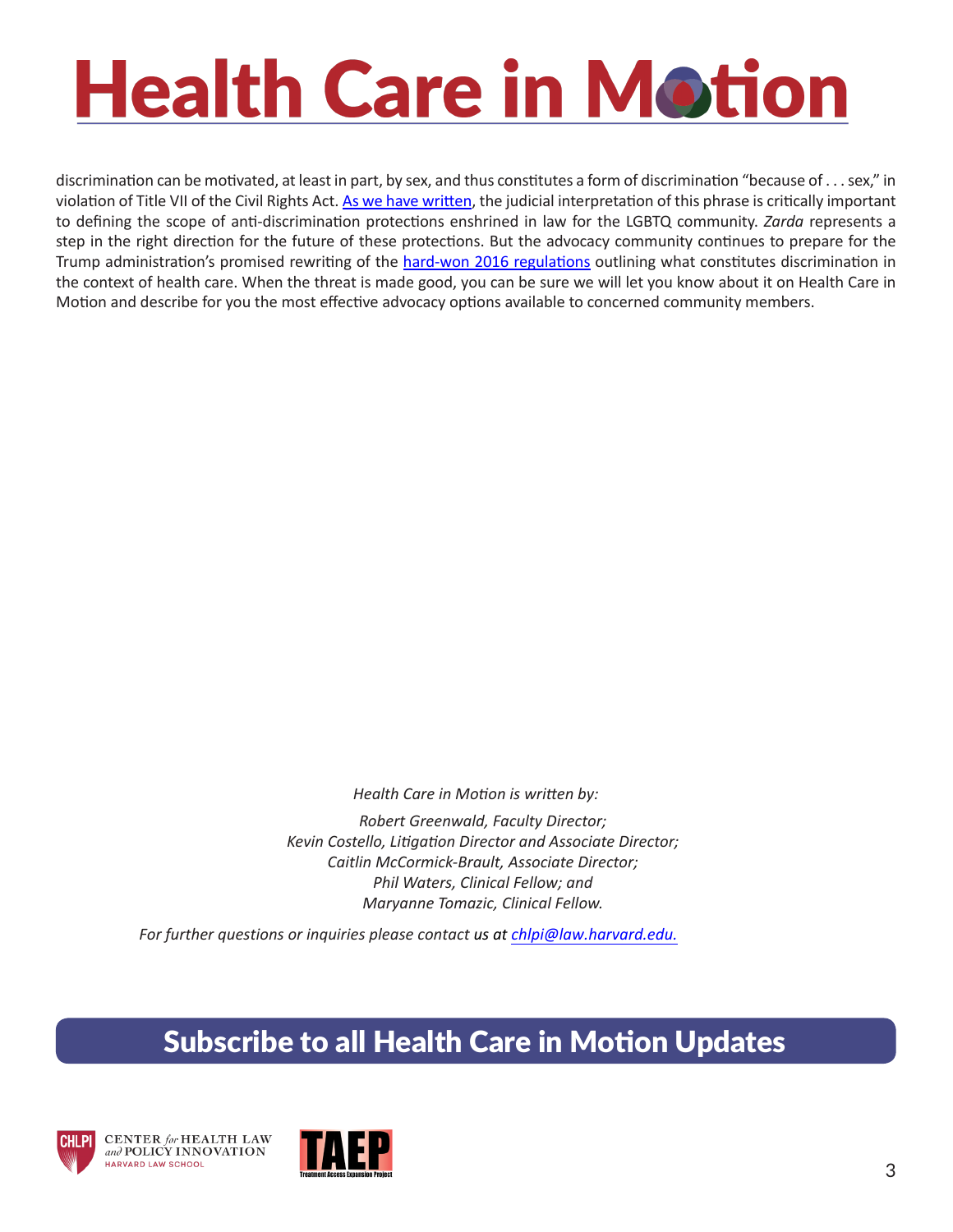discrimination can be motivated, at least in part, by sex, and thus constitutes a form of discrimination "because of . . . sex," in violation of Title VII of the Civil Rights Act. As we have written, the judicial interpretation of this phrase is critically important to defining the scope of anti-discrimination protections enshrined in law for the LGBTQ community. *Zarda* represents a step in the right direction for the future of these protections. But the advocacy community continues to prepare for the Trump administration's promised rewriting of the hard-won 2016 regulations outlining what constitutes discrimination in the context of health care. When the threat is made good, you can be sure we will let you know about it on Health Care in Motion and describe for you the most effective advocacy options available to concerned community members.

*Health Care in Motion is written by:*

*Robert Greenwald, Faculty Director;*
*Kevin Costello, Litigation Director and Associate Director;*
*Caitlin McCormick-Brault, Associate Director;*
*Phil Waters, Clinical Fellow; and*
*Maryanne Tomazic, Clinical Fellow.*

*For further questions or inquiries please contact us at chlpi@law.harvard.edu.*

**Subscribe to all Health Care in Motion Updates**

CENTER *for* HEALTH LAW *and* POLICY INNOVATION
HARVARD LAW SCHOOL

TAEP
Treatment Access Expansion Project